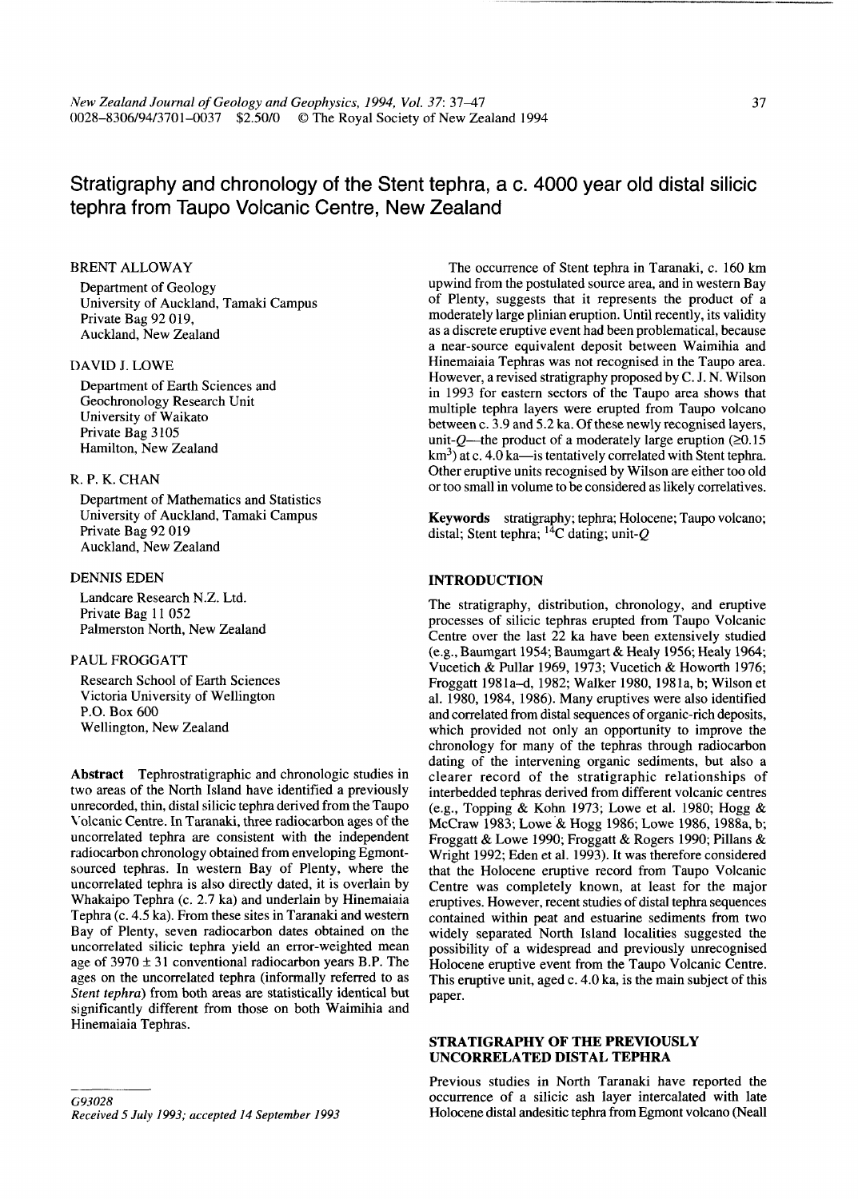# Stratigraphy and chronology of the Stent tephra, a c. 4000 year old distal silicic tephra from Taupo Volcanic Centre, New Zealand

BRENT ALLOWAY

Department of Geology
University of Auckland, Tamaki Campus
Private Bag 92 019,
Auckland, New Zealand

DAVID J. LOWE

Department of Earth Sciences and
Geochronology Research Unit
University of Waikato
Private Bag 3105
Hamilton, New Zealand

R. P. K. CHAN

Department of Mathematics and Statistics
University of Auckland, Tamaki Campus
Private Bag 92 019
Auckland, New Zealand

DENNIS EDEN

Landcare Research N.Z. Ltd.
Private Bag 11 052
Palmerston North, New Zealand

PAUL FROGGATT

Research School of Earth Sciences
Victoria University of Wellington
P.O. Box 600
Wellington, New Zealand

**Abstract** Tephrostratigraphic and chronologic studies in two areas of the North Island have identified a previously unrecorded, thin, distal silicic tephra derived from the Taupo Volcanic Centre. In Taranaki, three radiocarbon ages of the uncorrelated tephra are consistent with the independent radiocarbon chronology obtained from enveloping Egmont-sourced tephras. In western Bay of Plenty, where the uncorrelated tephra is also directly dated, it is overlain by Whakaipo Tephra (c. 2.7 ka) and underlain by Hinemaiaia Tephra (c. 4.5 ka). From these sites in Taranaki and western Bay of Plenty, seven radiocarbon dates obtained on the uncorrelated silicic tephra yield an error-weighted mean age of 3970 ± 31 conventional radiocarbon years B.P. The ages on the uncorrelated tephra (informally referred to as *Stent tephra*) from both areas are statistically identical but significantly different from those on both Waimihia and Hinemaiaia Tephras.

The occurrence of Stent tephra in Taranaki, c. 160 km upwind from the postulated source area, and in western Bay of Plenty, suggests that it represents the product of a moderately large plinian eruption. Until recently, its validity as a discrete eruptive event had been problematical, because a near-source equivalent deposit between Waimihia and Hinemaiaia Tephras was not recognised in the Taupo area. However, a revised stratigraphy proposed by C. J. N. Wilson in 1993 for eastern sectors of the Taupo area shows that multiple tephra layers were erupted from Taupo volcano between c. 3.9 and 5.2 ka. Of these newly recognised layers, unit-*Q*—the product of a moderately large eruption (≥0.15 km$^3$) at c. 4.0 ka—is tentatively correlated with Stent tephra. Other eruptive units recognised by Wilson are either too old or too small in volume to be considered as likely correlatives.

**Keywords** stratigraphy; tephra; Holocene; Taupo volcano; distal; Stent tephra; $^{14}$C dating; unit-*Q*

G93028
*Received 5 July 1993; accepted 14 September 1993*

## INTRODUCTION

The stratigraphy, distribution, chronology, and eruptive processes of silicic tephras erupted from Taupo Volcanic Centre over the last 22 ka have been extensively studied (e.g., Baumgart 1954; Baumgart & Healy 1956; Healy 1964; Vucetich & Pullar 1969, 1973; Vucetich & Howorth 1976; Froggatt 1981a–d, 1982; Walker 1980, 1981a, b; Wilson et al. 1980, 1984, 1986). Many eruptives were also identified and correlated from distal sequences of organic-rich deposits, which provided not only an opportunity to improve the chronology for many of the tephras through radiocarbon dating of the intervening organic sediments, but also a clearer record of the stratigraphic relationships of interbedded tephras derived from different volcanic centres (e.g., Topping & Kohn 1973; Lowe et al. 1980; Hogg & McCraw 1983; Lowe & Hogg 1986; Lowe 1986, 1988a, b; Froggatt & Lowe 1990; Froggatt & Rogers 1990; Pillans & Wright 1992; Eden et al. 1993). It was therefore considered that the Holocene eruptive record from Taupo Volcanic Centre was completely known, at least for the major eruptives. However, recent studies of distal tephra sequences contained within peat and estuarine sediments from two widely separated North Island localities suggested the possibility of a widespread and previously unrecognised Holocene eruptive event from the Taupo Volcanic Centre. This eruptive unit, aged c. 4.0 ka, is the main subject of this paper.

## STRATIGRAPHY OF THE PREVIOUSLY UNCORRELATED DISTAL TEPHRA

Previous studies in North Taranaki have reported the occurrence of a silicic ash layer intercalated with late Holocene distal andesitic tephra from Egmont volcano (Neall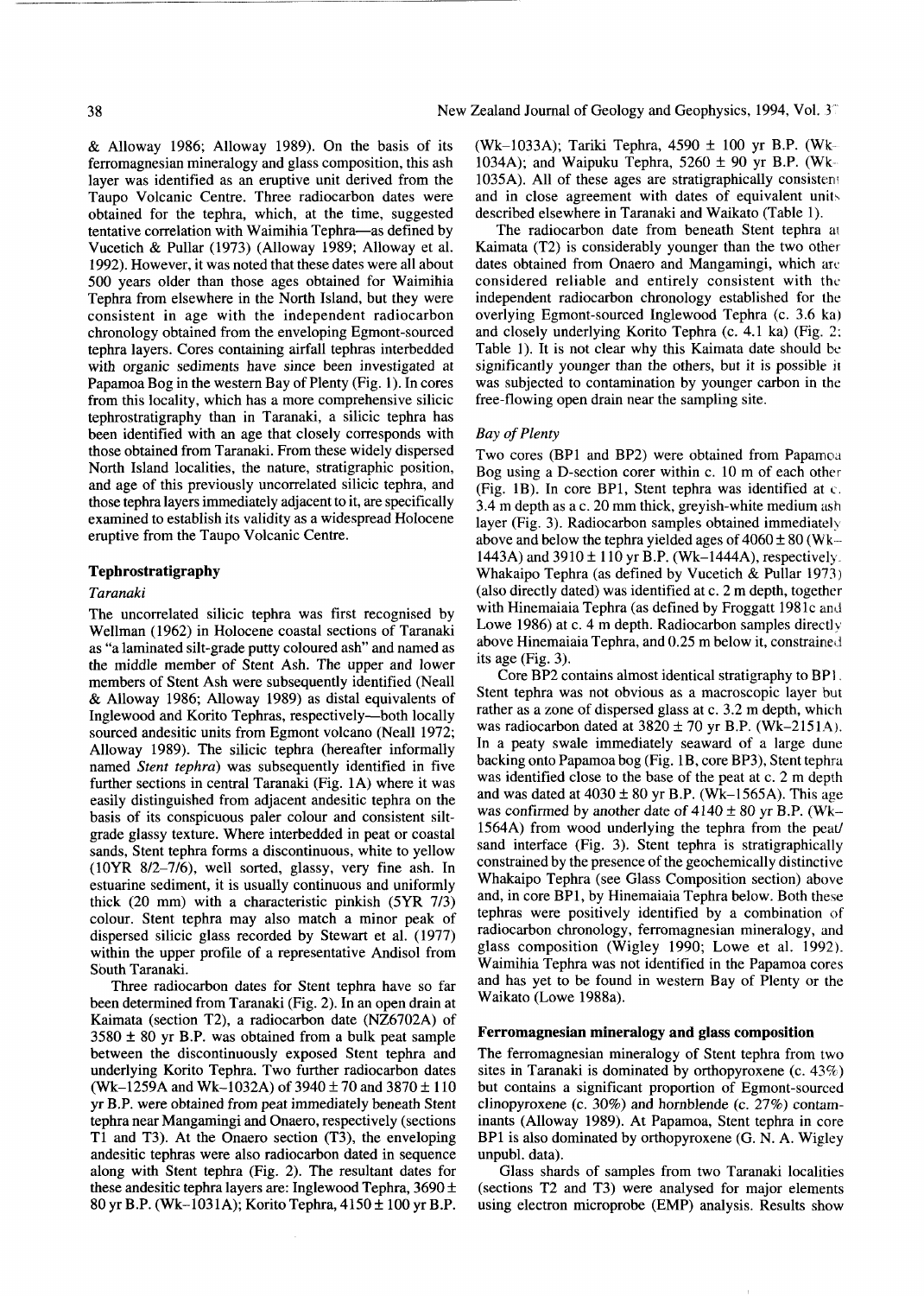& Alloway 1986; Alloway 1989). On the basis of its ferromagnesian mineralogy and glass composition, this ash layer was identified as an eruptive unit derived from the Taupo Volcanic Centre. Three radiocarbon dates were obtained for the tephra, which, at the time, suggested tentative correlation with Waimihia Tephra—as defined by Vucetich & Pullar (1973) (Alloway 1989; Alloway et al. 1992). However, it was noted that these dates were all about 500 years older than those ages obtained for Waimihia Tephra from elsewhere in the North Island, but they were consistent in age with the independent radiocarbon chronology obtained from the enveloping Egmont-sourced tephra layers. Cores containing airfall tephras interbedded with organic sediments have since been investigated at Papamoa Bog in the western Bay of Plenty (Fig. 1). In cores from this locality, which has a more comprehensive silicic tephrostratigraphy than in Taranaki, a silicic tephra has been identified with an age that closely corresponds with those obtained from Taranaki. From these widely dispersed North Island localities, the nature, stratigraphic position, and age of this previously uncorrelated silicic tephra, and those tephra layers immediately adjacent to it, are specifically examined to establish its validity as a widespread Holocene eruptive from the Taupo Volcanic Centre.

## Tephrostratigraphy

### *Taranaki*

The uncorrelated silicic tephra was first recognised by Wellman (1962) in Holocene coastal sections of Taranaki as "a laminated silt-grade putty coloured ash" and named as the middle member of Stent Ash. The upper and lower members of Stent Ash were subsequently identified (Neall & Alloway 1986; Alloway 1989) as distal equivalents of Inglewood and Korito Tephras, respectively—both locally sourced andesitic units from Egmont volcano (Neall 1972; Alloway 1989). The silicic tephra (hereafter informally named *Stent tephra*) was subsequently identified in five further sections in central Taranaki (Fig. 1A) where it was easily distinguished from adjacent andesitic tephra on the basis of its conspicuous paler colour and consistent silt-grade glassy texture. Where interbedded in peat or coastal sands, Stent tephra forms a discontinuous, white to yellow (10YR 8/2–7/6), well sorted, glassy, very fine ash. In estuarine sediment, it is usually continuous and uniformly thick (20 mm) with a characteristic pinkish (5YR 7/3) colour. Stent tephra may also match a minor peak of dispersed silicic glass recorded by Stewart et al. (1977) within the upper profile of a representative Andisol from South Taranaki.

Three radiocarbon dates for Stent tephra have so far been determined from Taranaki (Fig. 2). In an open drain at Kaimata (section T2), a radiocarbon date (NZ6702A) of 3580 ± 80 yr B.P. was obtained from a bulk peat sample between the discontinuously exposed Stent tephra and underlying Korito Tephra. Two further radiocarbon dates (Wk–1259A and Wk–1032A) of 3940 ± 70 and 3870 ± 110 yr B.P. were obtained from peat immediately beneath Stent tephra near Mangamingi and Onaero, respectively (sections T1 and T3). At the Onaero section (T3), the enveloping andesitic tephras were also radiocarbon dated in sequence along with Stent tephra (Fig. 2). The resultant dates for these andesitic tephra layers are: Inglewood Tephra, 3690 ± 80 yr B.P. (Wk–1031A); Korito Tephra, 4150 ± 100 yr B.P. (Wk–1033A); Tariki Tephra, 4590 ± 100 yr B.P. (Wk–1034A); and Waipuku Tephra, 5260 ± 90 yr B.P. (Wk–1035A). All of these ages are stratigraphically consistent and in close agreement with dates of equivalent units described elsewhere in Taranaki and Waikato (Table 1).

The radiocarbon date from beneath Stent tephra at Kaimata (T2) is considerably younger than the two other dates obtained from Onaero and Mangamingi, which are considered reliable and entirely consistent with the independent radiocarbon chronology established for the overlying Egmont-sourced Inglewood Tephra (c. 3.6 ka) and closely underlying Korito Tephra (c. 4.1 ka) (Fig. 2; Table 1). It is not clear why this Kaimata date should be significantly younger than the others, but it is possible it was subjected to contamination by younger carbon in the free-flowing open drain near the sampling site.

### *Bay of Plenty*

Two cores (BP1 and BP2) were obtained from Papamoa Bog using a D-section corer within c. 10 m of each other (Fig. 1B). In core BP1, Stent tephra was identified at c. 3.4 m depth as a c. 20 mm thick, greyish-white medium ash layer (Fig. 3). Radiocarbon samples obtained immediately above and below the tephra yielded ages of 4060 ± 80 (Wk–1443A) and 3910 ± 110 yr B.P. (Wk–1444A), respectively. Whakaipo Tephra (as defined by Vucetich & Pullar 1973) (also directly dated) was identified at c. 2 m depth, together with Hinemaiaia Tephra (as defined by Froggatt 1981c and Lowe 1986) at c. 4 m depth. Radiocarbon samples directly above Hinemaiaia Tephra, and 0.25 m below it, constrained its age (Fig. 3).

Core BP2 contains almost identical stratigraphy to BP1. Stent tephra was not obvious as a macroscopic layer but rather as a zone of dispersed glass at c. 3.2 m depth, which was radiocarbon dated at 3820 ± 70 yr B.P. (Wk–2151A). In a peaty swale immediately seaward of a large dune backing onto Papamoa bog (Fig. 1B, core BP3), Stent tephra was identified close to the base of the peat at c. 2 m depth and was dated at 4030 ± 80 yr B.P. (Wk–1565A). This age was confirmed by another date of 4140 ± 80 yr B.P. (Wk–1564A) from wood underlying the tephra from the peat/sand interface (Fig. 3). Stent tephra is stratigraphically constrained by the presence of the geochemically distinctive Whakaipo Tephra (see Glass Composition section) above and, in core BP1, by Hinemaiaia Tephra below. Both these tephras were positively identified by a combination of radiocarbon chronology, ferromagnesian mineralogy, and glass composition (Wigley 1990; Lowe et al. 1992). Waimihia Tephra was not identified in the Papamoa cores and has yet to be found in western Bay of Plenty or the Waikato (Lowe 1988a).

## Ferromagnesian mineralogy and glass composition

The ferromagnesian mineralogy of Stent tephra from two sites in Taranaki is dominated by orthopyroxene (c. 43%) but contains a significant proportion of Egmont-sourced clinopyroxene (c. 30%) and hornblende (c. 27%) contaminants (Alloway 1989). At Papamoa, Stent tephra in core BP1 is also dominated by orthopyroxene (G. N. A. Wigley unpubl. data).

Glass shards of samples from two Taranaki localities (sections T2 and T3) were analysed for major elements using electron microprobe (EMP) analysis. Results show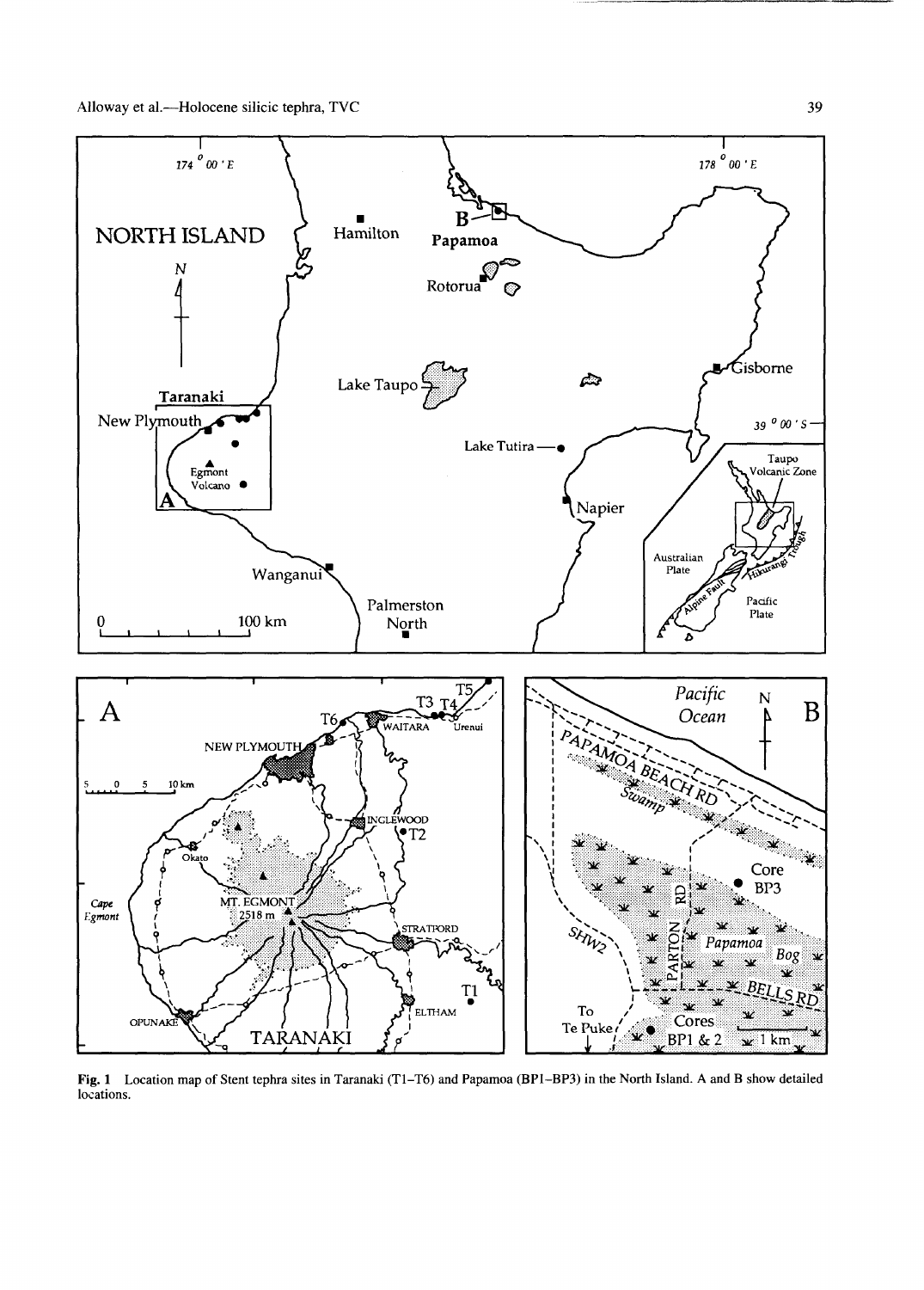Fig. 1 Location map of Stent tephra sites in Taranaki (T1–T6) and Papamoa (BP1–BP3) in the North Island. A and B show detailed locations.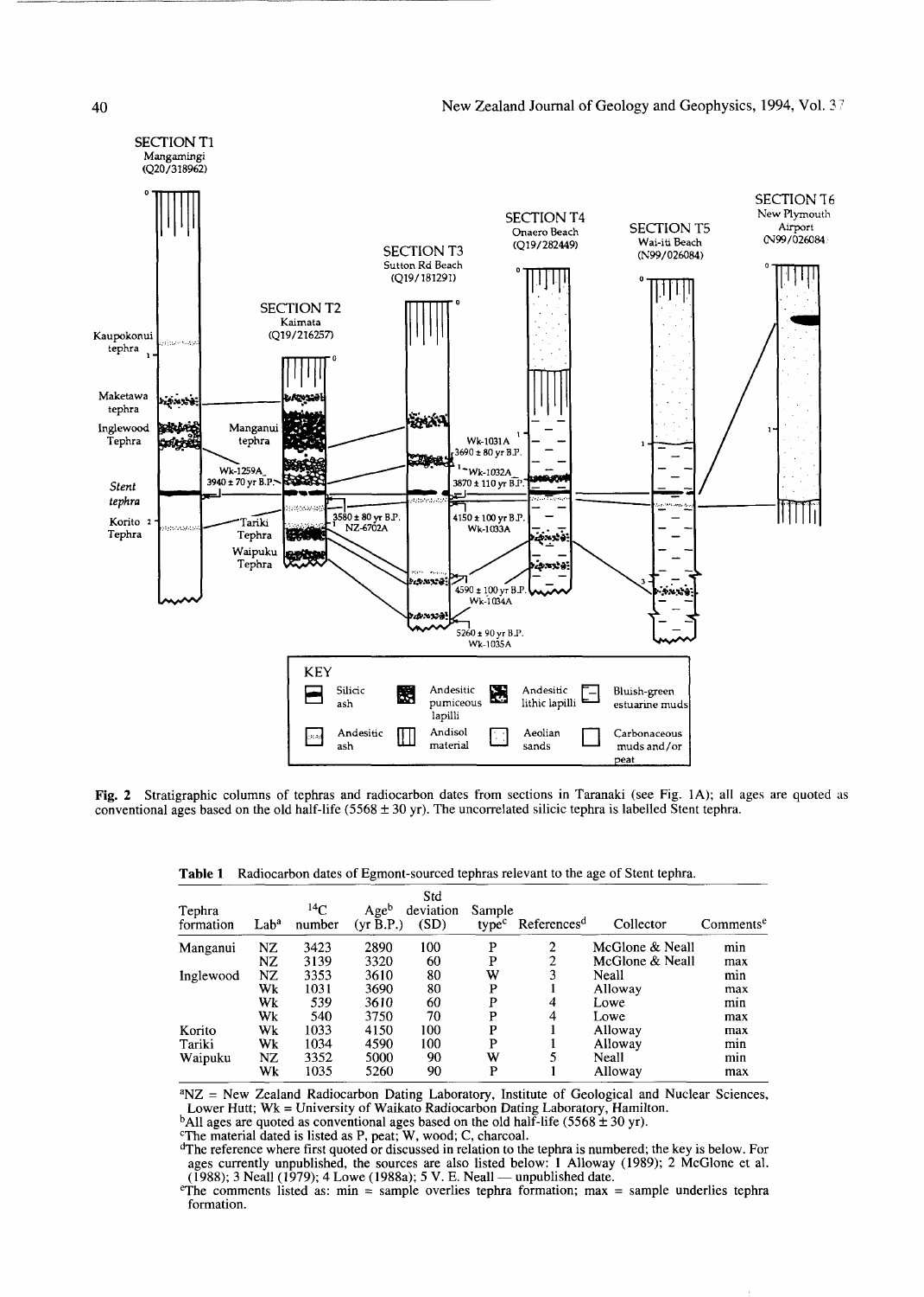**Fig. 2** Stratigraphic columns of tephras and radiocarbon dates from sections in Taranaki (see Fig. 1A); all ages are quoted as conventional ages based on the old half-life (5568 ± 30 yr). The uncorrelated silicic tephra is labelled Stent tephra.

**Table 1** Radiocarbon dates of Egmont-sourced tephras relevant to the age of Stent tephra.

| Tephra formation | Lab[a] | $^{14}C$ number | Age[b] (yr B.P.) | Std deviation (SD) | Sample type[c] | References[d] | Collector | Comments[e] |
|---|---|---|---|---|---|---|---|---|
| Manganui | NZ | 3423 | 2890 | 100 | P | 2 | McGlone & Neall | min |
| | NZ | 3139 | 3320 | 60 | P | 2 | McGlone & Neall | max |
| Inglewood | NZ | 3353 | 3610 | 80 | W | 3 | Neall | min |
| | Wk | 1031 | 3690 | 80 | P | 1 | Alloway | max |
| | Wk | 539 | 3610 | 60 | P | 4 | Lowe | min |
| | Wk | 540 | 3750 | 70 | P | 4 | Lowe | max |
| Korito | Wk | 1033 | 4150 | 100 | P | 1 | Alloway | max |
| Tariki | Wk | 1034 | 4590 | 100 | P | 1 | Alloway | min |
| Waipuku | NZ | 3352 | 5000 | 90 | W | 5 | Neall | min |
| | Wk | 1035 | 5260 | 90 | P | 1 | Alloway | max |

[a]NZ = New Zealand Radiocarbon Dating Laboratory, Institute of Geological and Nuclear Sciences, Lower Hutt; Wk = University of Waikato Radiocarbon Dating Laboratory, Hamilton.

[b]All ages are quoted as conventional ages based on the old half-life (5568 ± 30 yr).

[c]The material dated is listed as P, peat; W, wood; C, charcoal.

[d]The reference where first quoted or discussed in relation to the tephra is numbered; the key is below. For ages currently unpublished, the sources are also listed below: 1 Alloway (1989); 2 McGlone et al. (1988); 3 Neall (1979); 4 Lowe (1988a); 5 V. E. Neall — unpublished date.

[e]The comments listed as: min = sample overlies tephra formation; max = sample underlies tephra formation.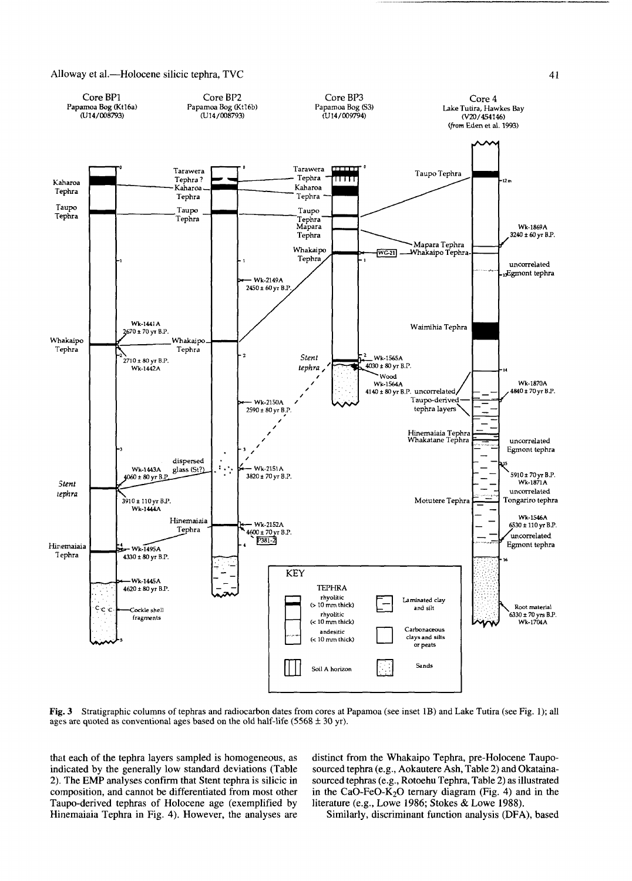Fig. 3 Stratigraphic columns of tephras and radiocarbon dates from cores at Papamoa (see inset 1B) and Lake Tutira (see Fig. 1); all ages are quoted as conventional ages based on the old half-life (5568 ± 30 yr).

that each of the tephra layers sampled is homogeneous, as indicated by the generally low standard deviations (Table 2). The EMP analyses confirm that Stent tephra is silicic in composition, and cannot be differentiated from most other Taupo-derived tephras of Holocene age (exemplified by Hinemaiaia Tephra in Fig. 4). However, the analyses are distinct from the Whakaipo Tephra, pre-Holocene Taupo-sourced tephra (e.g., Aokautere Ash, Table 2) and Okataina-sourced tephras (e.g., Rotoehu Tephra, Table 2) as illustrated in the CaO-FeO-$K_2O$ ternary diagram (Fig. 4) and in the literature (e.g., Lowe 1986; Stokes & Lowe 1988).

Similarly, discriminant function analysis (DFA), based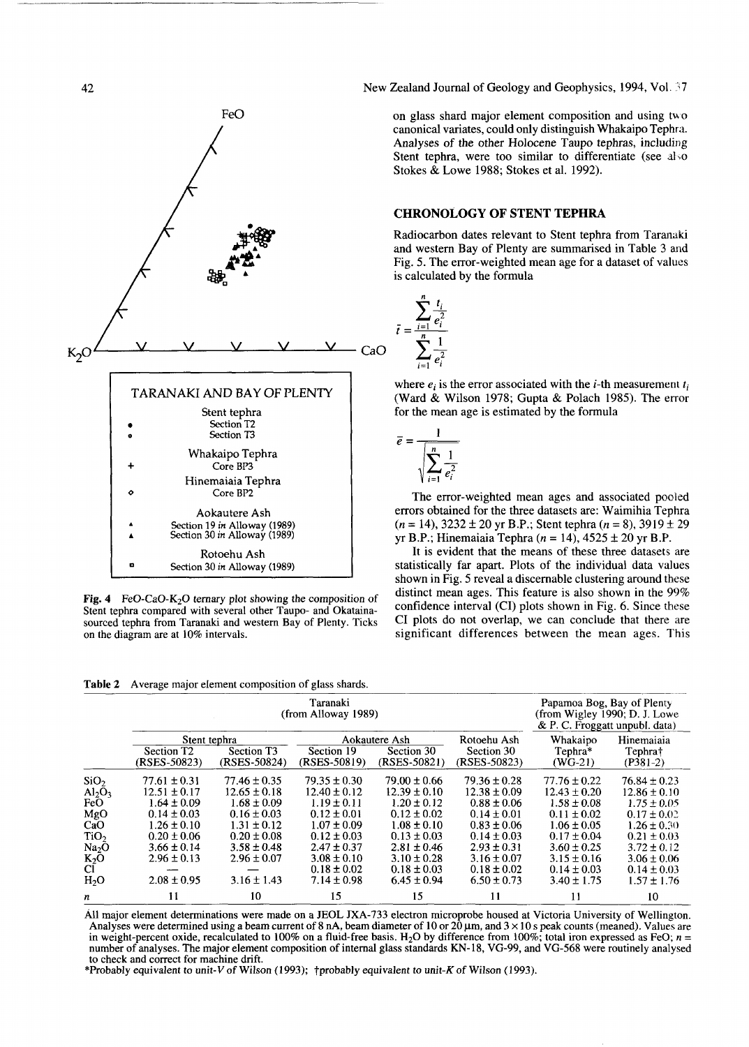TARANAKI AND BAY OF PLENTY

Stent tephra
- ● Section T2
- ○ Section T3

Whakaipo Tephra
- + Core BP3

Hinemaiaia Tephra
- ◇ Core BP2

Aokautere Ash
- ▴ Section 19 *in* Alloway (1989)
- ▲ Section 30 *in* Alloway (1989)

Rotoehu Ash
- ▫ Section 30 *in* Alloway (1989)

**Fig. 4** FeO-CaO-$K_2O$ ternary plot showing the composition of Stent tephra compared with several other Taupo- and Okataina-sourced tephra from Taranaki and western Bay of Plenty. Ticks on the diagram are at 10% intervals.

on glass shard major element composition and using two canonical variates, could only distinguish Whakaipo Tephra. Analyses of the other Holocene Taupo tephras, including Stent tephra, were too similar to differentiate (see also Stokes & Lowe 1988; Stokes et al. 1992).

## CHRONOLOGY OF STENT TEPHRA

Radiocarbon dates relevant to Stent tephra from Taranaki and western Bay of Plenty are summarised in Table 3 and Fig. 5. The error-weighted mean age for a dataset of values is calculated by the formula

$$\bar{t} = \frac{\sum_{i=1}^{n} \frac{t_i}{e_i^2}}{\sum_{i=1}^{n} \frac{1}{e_i^2}}$$

where $e_i$ is the error associated with the $i$-th measurement $t_i$ (Ward & Wilson 1978; Gupta & Polach 1985). The error for the mean age is estimated by the formula

$$\bar{e} = \frac{1}{\sqrt{\sum_{i=1}^{n} \frac{1}{e_i^2}}}$$

The error-weighted mean ages and associated pooled errors obtained for the three datasets are: Waimihia Tephra ($n$ = 14), 3232 ± 20 yr B.P.; Stent tephra ($n$ = 8), 3919 ± 29 yr B.P.; Hinemaiaia Tephra ($n$ = 14), 4525 ± 20 yr B.P.

It is evident that the means of these three datasets are statistically far apart. Plots of the individual data values shown in Fig. 5 reveal a discernable clustering around these distinct mean ages. This feature is also shown in the 99% confidence interval (CI) plots shown in Fig. 6. Since these CI plots do not overlap, we can conclude that there are significant differences between the mean ages. This

**Table 2** Average major element composition of glass shards.

| | Taranaki (from Alloway 1989) | | | | | Papamoa Bog, Bay of Plenty (from Wigley 1990; D. J. Lowe & P. C. Froggatt unpubl. data) | |
|---|---|---|---|---|---|---|---|
| | Stent tephra | | Aokautere Ash | | Rotoehu Ash | Whakaipo Tephra* | Hinemaiaia Tephra† |
| | Section T2 (RSES-50823) | Section T3 (RSES-50824) | Section 19 (RSES-50819) | Section 30 (RSES-50821) | Section 30 (RSES-50823) | (WG-21) | (P381-2) |
| $SiO_2$ | 77.61 ± 0.31 | 77.46 ± 0.35 | 79.35 ± 0.30 | 79.00 ± 0.66 | 79.36 ± 0.28 | 77.76 ± 0.22 | 76.84 ± 0.23 |
| $Al_2O_3$ | 12.51 ± 0.17 | 12.65 ± 0.18 | 12.40 ± 0.12 | 12.39 ± 0.10 | 12.38 ± 0.09 | 12.43 ± 0.20 | 12.86 ± 0.10 |
| FeO | 1.64 ± 0.09 | 1.68 ± 0.09 | 1.19 ± 0.11 | 1.20 ± 0.12 | 0.88 ± 0.06 | 1.58 ± 0.08 | 1.75 ± 0.05 |
| MgO | 0.14 ± 0.03 | 0.16 ± 0.03 | 0.12 ± 0.01 | 0.12 ± 0.02 | 0.14 ± 0.01 | 0.11 ± 0.02 | 0.17 ± 0.02 |
| CaO | 1.26 ± 0.10 | 1.31 ± 0.12 | 1.07 ± 0.09 | 1.08 ± 0.10 | 0.83 ± 0.06 | 1.06 ± 0.05 | 1.26 ± 0.30 |
| $TiO_2$ | 0.20 ± 0.06 | 0.20 ± 0.08 | 0.12 ± 0.03 | 0.13 ± 0.03 | 0.14 ± 0.03 | 0.17 ± 0.04 | 0.21 ± 0.03 |
| $Na_2O$ | 3.66 ± 0.14 | 3.58 ± 0.48 | 2.47 ± 0.37 | 2.81 ± 0.46 | 2.93 ± 0.31 | 3.60 ± 0.25 | 3.72 ± 0.12 |
| $K_2O$ | 2.96 ± 0.13 | 2.96 ± 0.07 | 3.08 ± 0.10 | 3.10 ± 0.28 | 3.16 ± 0.07 | 3.15 ± 0.16 | 3.06 ± 0.06 |
| Cl | — | — | 0.18 ± 0.02 | 0.18 ± 0.03 | 0.18 ± 0.02 | 0.14 ± 0.03 | 0.14 ± 0.03 |
| $H_2O$ | 2.08 ± 0.95 | 3.16 ± 1.43 | 7.14 ± 0.98 | 6.45 ± 0.94 | 6.50 ± 0.73 | 3.40 ± 1.75 | 1.57 ± 1.76 |
| $n$ | 11 | 10 | 15 | 15 | 11 | 11 | 10 |

All major element determinations were made on a JEOL JXA-733 electron microprobe housed at Victoria University of Wellington. Analyses were determined using a beam current of 8 nA, beam diameter of 10 or 20 μm, and 3 × 10 s peak counts (meaned). Values are in weight-percent oxide, recalculated to 100% on a fluid-free basis. $H_2O$ by difference from 100%; total iron expressed as FeO; $n$ = number of analyses. The major element composition of internal glass standards KN-18, VG-99, and VG-568 were routinely analysed to check and correct for machine drift.

*Probably equivalent to *unit-V* of Wilson (1993); †probably equivalent to *unit-K* of Wilson (1993).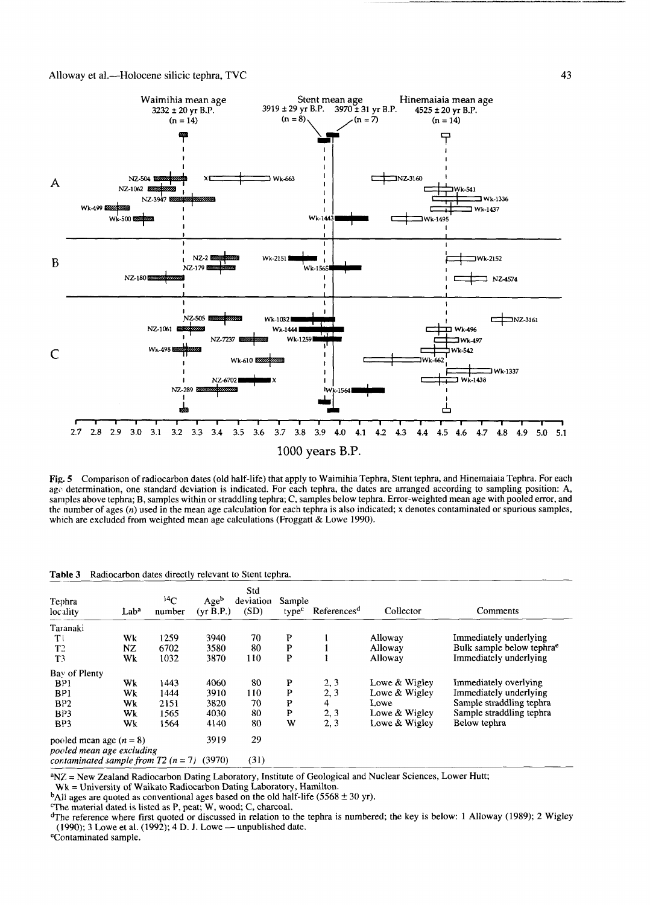Fig. 5 Comparison of radiocarbon dates (old half-life) that apply to Waimihia Tephra, Stent tephra, and Hinemaiaia Tephra. For each age determination, one standard deviation is indicated. For each tephra, the dates are arranged according to sampling position: A, samples above tephra; B, samples within or straddling tephra; C, samples below tephra. Error-weighted mean age with pooled error, and the number of ages (n) used in the mean age calculation for each tephra is also indicated; x denotes contaminated or spurious samples, which are excluded from weighted mean age calculations (Froggatt & Lowe 1990).

**Table 3** Radiocarbon dates directly relevant to Stent tephra.

| Tephra locality | Lab[a] | $^{14}C$ number | Age[b] (yr B.P.) | Std deviation (SD) | Sample type[c] | References[d] | Collector | Comments |
|---|---|---|---|---|---|---|---|---|
| Taranaki | | | | | | | | |
| T1 | Wk | 1259 | 3940 | 70 | P | 1 | Alloway | Immediately underlying |
| T2 | NZ | 6702 | 3580 | 80 | P | 1 | Alloway | Bulk sample below tephra[e] |
| T3 | Wk | 1032 | 3870 | 110 | P | 1 | Alloway | Immediately underlying |
| Bay of Plenty | | | | | | | | |
| BP1 | Wk | 1443 | 4060 | 80 | P | 2, 3 | Lowe & Wigley | Immediately overlying |
| BP1 | Wk | 1444 | 3910 | 110 | P | 2, 3 | Lowe & Wigley | Immediately underlying |
| BP2 | Wk | 2151 | 3820 | 70 | P | 4 | Lowe | Sample straddling tephra |
| BP3 | Wk | 1565 | 4030 | 80 | P | 2, 3 | Lowe & Wigley | Sample straddling tephra |
| BP3 | Wk | 1564 | 4140 | 80 | W | 2, 3 | Lowe & Wigley | Below tephra |
| pooled mean age ($n = 8$) | | | 3919 | 29 | | | | |
| *pooled mean age excluding contaminated sample from T2 ($n = 7$)* | | | (3970) | (31) | | | | |

[a]NZ = New Zealand Radiocarbon Dating Laboratory, Institute of Geological and Nuclear Sciences, Lower Hutt; Wk = University of Waikato Radiocarbon Dating Laboratory, Hamilton.

[b]All ages are quoted as conventional ages based on the old half-life (5568 ± 30 yr).

[c]The material dated is listed as P, peat; W, wood; C, charcoal.

[d]The reference where first quoted or discussed in relation to the tephra is numbered; the key is below: 1 Alloway (1989); 2 Wigley (1990); 3 Lowe et al. (1992); 4 D. J. Lowe — unpublished date.

[e]Contaminated sample.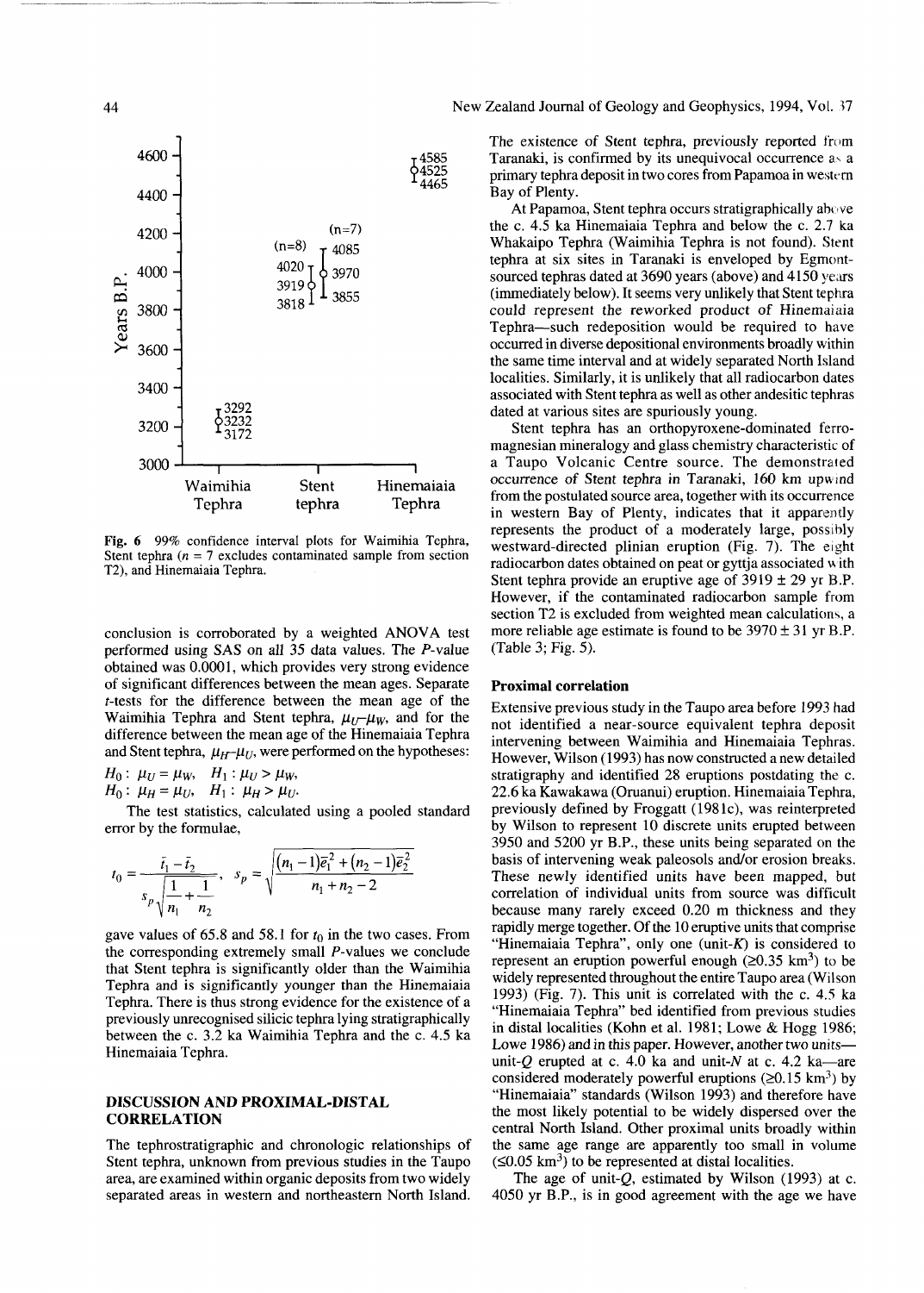Fig. 6 99% confidence interval plots for Waimihia Tephra, Stent tephra ($n = 7$ excludes contaminated sample from section T2), and Hinemaiaia Tephra.

conclusion is corroborated by a weighted ANOVA test performed using SAS on all 35 data values. The P-value obtained was 0.0001, which provides very strong evidence of significant differences between the mean ages. Separate t-tests for the difference between the mean age of the Waimihia Tephra and Stent tephra, $\mu_U$–$\mu_W$, and for the difference between the mean age of the Hinemaiaia Tephra and Stent tephra, $\mu_H$–$\mu_U$, were performed on the hypotheses:

$H_0: \mu_U = \mu_W, \quad H_1: \mu_U > \mu_W,$

$H_0: \mu_H = \mu_U, \quad H_1: \mu_H > \mu_U.$

The test statistics, calculated using a pooled standard error by the formulae,

$$t_0 = \frac{\bar{t}_1 - \bar{t}_2}{s_p\sqrt{\frac{1}{n_1} + \frac{1}{n_2}}}, \quad s_p = \sqrt{\frac{(n_1 - 1)\bar{e}_1^2 + (n_2 - 1)\bar{e}_2^2}{n_1 + n_2 - 2}}$$

gave values of 65.8 and 58.1 for $t_0$ in the two cases. From the corresponding extremely small P-values we conclude that Stent tephra is significantly older than the Waimihia Tephra and is significantly younger than the Hinemaiaia Tephra. There is thus strong evidence for the existence of a previously unrecognised silicic tephra lying stratigraphically between the c. 3.2 ka Waimihia Tephra and the c. 4.5 ka Hinemaiaia Tephra.

## DISCUSSION AND PROXIMAL-DISTAL CORRELATION

The tephrostratigraphic and chronologic relationships of Stent tephra, unknown from previous studies in the Taupo area, are examined within organic deposits from two widely separated areas in western and northeastern North Island. The existence of Stent tephra, previously reported from Taranaki, is confirmed by its unequivocal occurrence as a primary tephra deposit in two cores from Papamoa in western Bay of Plenty.

At Papamoa, Stent tephra occurs stratigraphically above the c. 4.5 ka Hinemaiaia Tephra and below the c. 2.7 ka Whakaipo Tephra (Waimihia Tephra is not found). Stent tephra at six sites in Taranaki is enveloped by Egmont-sourced tephras dated at 3690 years (above) and 4150 years (immediately below). It seems very unlikely that Stent tephra could represent the reworked product of Hinemaiaia Tephra—such redeposition would be required to have occurred in diverse depositional environments broadly within the same time interval and at widely separated North Island localities. Similarly, it is unlikely that all radiocarbon dates associated with Stent tephra as well as other andesitic tephras dated at various sites are spuriously young.

Stent tephra has an orthopyroxene-dominated ferromagnesian mineralogy and glass chemistry characteristic of a Taupo Volcanic Centre source. The demonstrated occurrence of Stent tephra in Taranaki, 160 km upwind from the postulated source area, together with its occurrence in western Bay of Plenty, indicates that it apparently represents the product of a moderately large, possibly westward-directed plinian eruption (Fig. 7). The eight radiocarbon dates obtained on peat or gyttja associated with Stent tephra provide an eruptive age of 3919 ± 29 yr B.P. However, if the contaminated radiocarbon sample from section T2 is excluded from weighted mean calculations, a more reliable age estimate is found to be 3970 ± 31 yr B.P. (Table 3; Fig. 5).

### Proximal correlation

Extensive previous study in the Taupo area before 1993 had not identified a near-source equivalent tephra deposit intervening between Waimihia and Hinemaiaia Tephras. However, Wilson (1993) has now constructed a new detailed stratigraphy and identified 28 eruptions postdating the c. 22.6 ka Kawakawa (Oruanui) eruption. Hinemaiaia Tephra, previously defined by Froggatt (1981c), was reinterpreted by Wilson to represent 10 discrete units erupted between 3950 and 5200 yr B.P., these units being separated on the basis of intervening weak paleosols and/or erosion breaks. These newly identified units have been mapped, but correlation of individual units from source was difficult because many rarely exceed 0.20 m thickness and they rapidly merge together. Of the 10 eruptive units that comprise "Hinemaiaia Tephra", only one (unit-K) is considered to represent an eruption powerful enough (≥0.35 $km^3$) to be widely represented throughout the entire Taupo area (Wilson 1993) (Fig. 7). This unit is correlated with the c. 4.5 ka "Hinemaiaia Tephra" bed identified from previous studies in distal localities (Kohn et al. 1981; Lowe & Hogg 1986; Lowe 1986) and in this paper. However, another two units—unit-Q erupted at c. 4.0 ka and unit-N at c. 4.2 ka—are considered moderately powerful eruptions (≥0.15 $km^3$) by "Hinemaiaia" standards (Wilson 1993) and therefore have the most likely potential to be widely dispersed over the central North Island. Other proximal units broadly within the same age range are apparently too small in volume (≤0.05 $km^3$) to be represented at distal localities.

The age of unit-Q, estimated by Wilson (1993) at c. 4050 yr B.P., is in good agreement with the age we have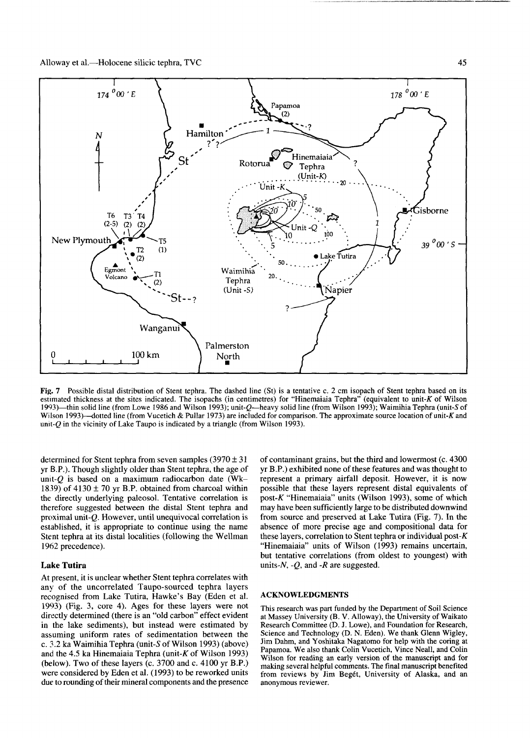**Fig. 7** Possible distal distribution of Stent tephra. The dashed line (St) is a tentative c. 2 cm isopach of Stent tephra based on its estimated thickness at the sites indicated. The isopachs (in centimetres) for "Hinemaiaia Tephra" (equivalent to unit-*K* of Wilson 1993)—thin solid line (from Lowe 1986 and Wilson 1993); unit-*Q*—heavy solid line (from Wilson 1993); Waimihia Tephra (unit-*S* of Wilson 1993)—dotted line (from Vucetich & Pullar 1973) are included for comparison. The approximate source location of unit-*K* and unit-*Q* in the vicinity of Lake Taupo is indicated by a triangle (from Wilson 1993).

determined for Stent tephra from seven samples (3970 ± 31 yr B.P.). Though slightly older than Stent tephra, the age of unit-*Q* is based on a maximum radiocarbon date (Wk-1839) of 4130 ± 70 yr B.P. obtained from charcoal within the directly underlying paleosol. Tentative correlation is therefore suggested between the distal Stent tephra and proximal unit-*Q*. However, until unequivocal correlation is established, it is appropriate to continue using the name Stent tephra at its distal localities (following the Wellman 1962 precedence).

### Lake Tutira

At present, it is unclear whether Stent tephra correlates with any of the uncorrelated Taupo-sourced tephra layers recognised from Lake Tutira, Hawke's Bay (Eden et al. 1993) (Fig. 3, core 4). Ages for these layers were not directly determined (there is an "old carbon" effect evident in the lake sediments), but instead were estimated by assuming uniform rates of sedimentation between the c. 3.2 ka Waimihia Tephra (unit-*S* of Wilson 1993) (above) and the 4.5 ka Hinemaiaia Tephra (unit-*K* of Wilson 1993) (below). Two of these layers (c. 3700 and c. 4100 yr B.P.) were considered by Eden et al. (1993) to be reworked units due to rounding of their mineral components and the presence of contaminant grains, but the third and lowermost (c. 4300 yr B.P.) exhibited none of these features and was thought to represent a primary airfall deposit. However, it is now possible that these layers represent distal equivalents of post-*K* "Hinemaiaia" units (Wilson 1993), some of which may have been sufficiently large to be distributed downwind from source and preserved at Lake Tutira (Fig. 7). In the absence of more precise age and compositional data for these layers, correlation to Stent tephra or individual post-*K* "Hinemaiaia" units of Wilson (1993) remains uncertain, but tentative correlations (from oldest to youngest) with units-*N*, -*Q*, and -*R* are suggested.

## ACKNOWLEDGMENTS

This research was part funded by the Department of Soil Science at Massey University (B. V. Alloway), the University of Waikato Research Committee (D. J. Lowe), and Foundation for Research, Science and Technology (D. N. Eden). We thank Glenn Wigley, Jim Dahm, and Yoshitaka Nagatomo for help with the coring at Papamoa. We also thank Colin Vucetich, Vince Neall, and Colin Wilson for reading an early version of the manuscript and for making several helpful comments. The final manuscript benefited from reviews by Jim Begét, University of Alaska, and an anonymous reviewer.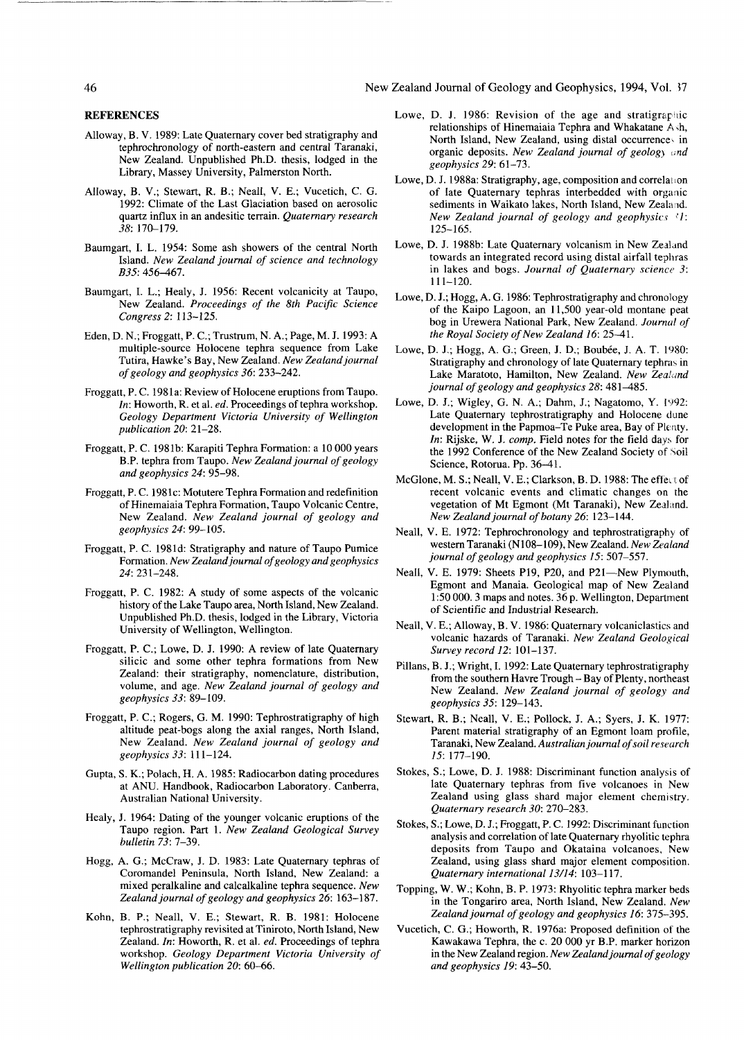## REFERENCES

Alloway, B. V. 1989: Late Quaternary cover bed stratigraphy and tephrochronology of north-eastern and central Taranaki, New Zealand. Unpublished Ph.D. thesis, lodged in the Library, Massey University, Palmerston North.

Alloway, B. V.; Stewart, R. B.; Neall, V. E.; Vucetich, C. G. 1992: Climate of the Last Glaciation based on aerosolic quartz influx in an andesitic terrain. *Quaternary research 38*: 170–179.

Baumgart, I. L. 1954: Some ash showers of the central North Island. *New Zealand journal of science and technology B35*: 456–467.

Baumgart, I. L.; Healy, J. 1956: Recent volcanicity at Taupo, New Zealand. *Proceedings of the 8th Pacific Science Congress 2*: 113–125.

Eden, D. N.; Froggatt, P. C.; Trustrum, N. A.; Page, M. J. 1993: A multiple-source Holocene tephra sequence from Lake Tutira, Hawke's Bay, New Zealand. *New Zealand journal of geology and geophysics 36*: 233–242.

Froggatt, P. C. 1981a: Review of Holocene eruptions from Taupo. *In*: Howorth, R. et al. *ed.* Proceedings of tephra workshop. *Geology Department Victoria University of Wellington publication 20*: 21–28.

Froggatt, P. C. 1981b: Karapiti Tephra Formation: a 10 000 years B.P. tephra from Taupo. *New Zealand journal of geology and geophysics 24*: 95–98.

Froggatt, P. C. 1981c: Motutere Tephra Formation and redefinition of Hinemaiaia Tephra Formation, Taupo Volcanic Centre, New Zealand. *New Zealand journal of geology and geophysics 24*: 99–105.

Froggatt, P. C. 1981d: Stratigraphy and nature of Taupo Pumice Formation. *New Zealand journal of geology and geophysics 24*: 231–248.

Froggatt, P. C. 1982: A study of some aspects of the volcanic history of the Lake Taupo area, North Island, New Zealand. Unpublished Ph.D. thesis, lodged in the Library, Victoria University of Wellington, Wellington.

Froggatt, P. C.; Lowe, D. J. 1990: A review of late Quaternary silicic and some other tephra formations from New Zealand: their stratigraphy, nomenclature, distribution, volume, and age. *New Zealand journal of geology and geophysics 33*: 89–109.

Froggatt, P. C.; Rogers, G. M. 1990: Tephrostratigraphy of high altitude peat-bogs along the axial ranges, North Island, New Zealand. *New Zealand journal of geology and geophysics 33*: 111–124.

Gupta, S. K.; Polach, H. A. 1985: Radiocarbon dating procedures at ANU. Handbook, Radiocarbon Laboratory. Canberra, Australian National University.

Healy, J. 1964: Dating of the younger volcanic eruptions of the Taupo region. Part 1. *New Zealand Geological Survey bulletin 73*: 7–39.

Hogg, A. G.; McCraw, J. D. 1983: Late Quaternary tephras of Coromandel Peninsula, North Island, New Zealand: a mixed peralkaline and calcalkaline tephra sequence. *New Zealand journal of geology and geophysics 26*: 163–187.

Kohn, B. P.; Neall, V. E.; Stewart, R. B. 1981: Holocene tephrostratigraphy revisited at Tiniroto, North Island, New Zealand. *In*: Howorth, R. et al. *ed.* Proceedings of tephra workshop. *Geology Department Victoria University of Wellington publication 20*: 60–66.

Lowe, D. J. 1986: Revision of the age and stratigraphic relationships of Hinemaiaia Tephra and Whakatane Ash, North Island, New Zealand, using distal occurrences in organic deposits. *New Zealand journal of geology and geophysics 29*: 61–73.

Lowe, D. J. 1988a: Stratigraphy, age, composition and correlation of late Quaternary tephras interbedded with organic sediments in Waikato lakes, North Island, New Zealand. *New Zealand journal of geology and geophysics 31*: 125–165.

Lowe, D. J. 1988b: Late Quaternary volcanism in New Zealand towards an integrated record using distal airfall tephras in lakes and bogs. *Journal of Quaternary science 3*: 111–120.

Lowe, D. J.; Hogg, A. G. 1986: Tephrostratigraphy and chronology of the Kaipo Lagoon, an 11,500 year-old montane peat bog in Urewera National Park, New Zealand. *Journal of the Royal Society of New Zealand 16*: 25–41.

Lowe, D. J.; Hogg, A. G.; Green, J. D.; Boubée, J. A. T. 1980: Stratigraphy and chronology of late Quaternary tephras in Lake Maratoto, Hamilton, New Zealand. *New Zealand journal of geology and geophysics 28*: 481–485.

Lowe, D. J.; Wigley, G. N. A.; Dahm, J.; Nagatomo, Y. 1992: Late Quaternary tephrostratigraphy and Holocene dune development in the Papmoa–Te Puke area, Bay of Plenty. *In*: Rijske, W. J. *comp.* Field notes for the field days for the 1992 Conference of the New Zealand Society of Soil Science, Rotorua. Pp. 36–41.

McGlone, M. S.; Neall, V. E.; Clarkson, B. D. 1988: The effect of recent volcanic events and climatic changes on the vegetation of Mt Egmont (Mt Taranaki), New Zealand. *New Zealand journal of botany 26*: 123–144.

Neall, V. E. 1972: Tephrochronology and tephrostratigraphy of western Taranaki (N108–109), New Zealand. *New Zealand journal of geology and geophysics 15*: 507–557.

Neall, V. E. 1979: Sheets P19, P20, and P21—New Plymouth, Egmont and Manaia. Geological map of New Zealand 1:50 000. 3 maps and notes. 36 p. Wellington, Department of Scientific and Industrial Research.

Neall, V. E.; Alloway, B. V. 1986: Quaternary volcaniclastics and volcanic hazards of Taranaki. *New Zealand Geological Survey record 12*: 101–137.

Pillans, B. J.; Wright, I. 1992: Late Quaternary tephrostratigraphy from the southern Havre Trough – Bay of Plenty, northeast New Zealand. *New Zealand journal of geology and geophysics 35*: 129–143.

Stewart, R. B.; Neall, V. E.; Pollock, J. A.; Syers, J. K. 1977: Parent material stratigraphy of an Egmont loam profile, Taranaki, New Zealand. *Australian journal of soil research 15*: 177–190.

Stokes, S.; Lowe, D. J. 1988: Discriminant function analysis of late Quaternary tephras from five volcanoes in New Zealand using glass shard major element chemistry. *Quaternary research 30*: 270–283.

Stokes, S.; Lowe, D. J.; Froggatt, P. C. 1992: Discriminant function analysis and correlation of late Quaternary rhyolitic tephra deposits from Taupo and Okataina volcanoes, New Zealand, using glass shard major element composition. *Quaternary international 13/14*: 103–117.

Topping, W. W.; Kohn, B. P. 1973: Rhyolitic tephra marker beds in the Tongariro area, North Island, New Zealand. *New Zealand journal of geology and geophysics 16*: 375–395.

Vucetich, C. G.; Howorth, R. 1976a: Proposed definition of the Kawakawa Tephra, the c. 20 000 yr B.P. marker horizon in the New Zealand region. *New Zealand journal of geology and geophysics 19*: 43–50.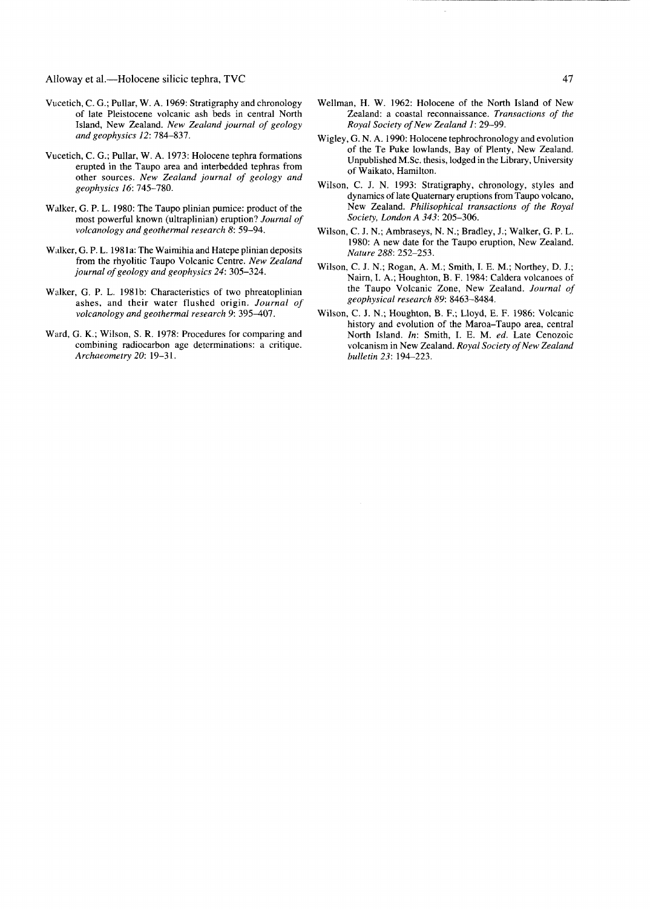Vucetich, C. G.; Pullar, W. A. 1969: Stratigraphy and chronology of late Pleistocene volcanic ash beds in central North Island, New Zealand. *New Zealand journal of geology and geophysics 12*: 784–837.

Vucetich, C. G.; Pullar, W. A. 1973: Holocene tephra formations erupted in the Taupo area and interbedded tephras from other sources. *New Zealand journal of geology and geophysics 16*: 745–780.

Walker, G. P. L. 1980: The Taupo plinian pumice: product of the most powerful known (ultraplinian) eruption? *Journal of volcanology and geothermal research 8*: 59–94.

Walker, G. P. L. 1981a: The Waimihia and Hatepe plinian deposits from the rhyolitic Taupo Volcanic Centre. *New Zealand journal of geology and geophysics 24*: 305–324.

Walker, G. P. L. 1981b: Characteristics of two phreatoplinian ashes, and their water flushed origin. *Journal of volcanology and geothermal research 9*: 395–407.

Ward, G. K.; Wilson, S. R. 1978: Procedures for comparing and combining radiocarbon age determinations: a critique. *Archaeometry 20*: 19–31.

Wellman, H. W. 1962: Holocene of the North Island of New Zealand: a coastal reconnaissance. *Transactions of the Royal Society of New Zealand 1*: 29–99.

Wigley, G. N. A. 1990: Holocene tephrochronology and evolution of the Te Puke lowlands, Bay of Plenty, New Zealand. Unpublished M.Sc. thesis, lodged in the Library, University of Waikato, Hamilton.

Wilson, C. J. N. 1993: Stratigraphy, chronology, styles and dynamics of late Quaternary eruptions from Taupo volcano, New Zealand. *Philisophical transactions of the Royal Society, London A 343*: 205–306.

Wilson, C. J. N.; Ambraseys, N. N.; Bradley, J.; Walker, G. P. L. 1980: A new date for the Taupo eruption, New Zealand. *Nature 288*: 252–253.

Wilson, C. J. N.; Rogan, A. M.; Smith, I. E. M.; Northey, D. J.; Nairn, I. A.; Houghton, B. F. 1984: Caldera volcanoes of the Taupo Volcanic Zone, New Zealand. *Journal of geophysical research 89*: 8463–8484.

Wilson, C. J. N.; Houghton, B. F.; Lloyd, E. F. 1986: Volcanic history and evolution of the Maroa–Taupo area, central North Island. *In*: Smith, I. E. M. *ed*. Late Cenozoic volcanism in New Zealand. *Royal Society of New Zealand bulletin 23*: 194–223.